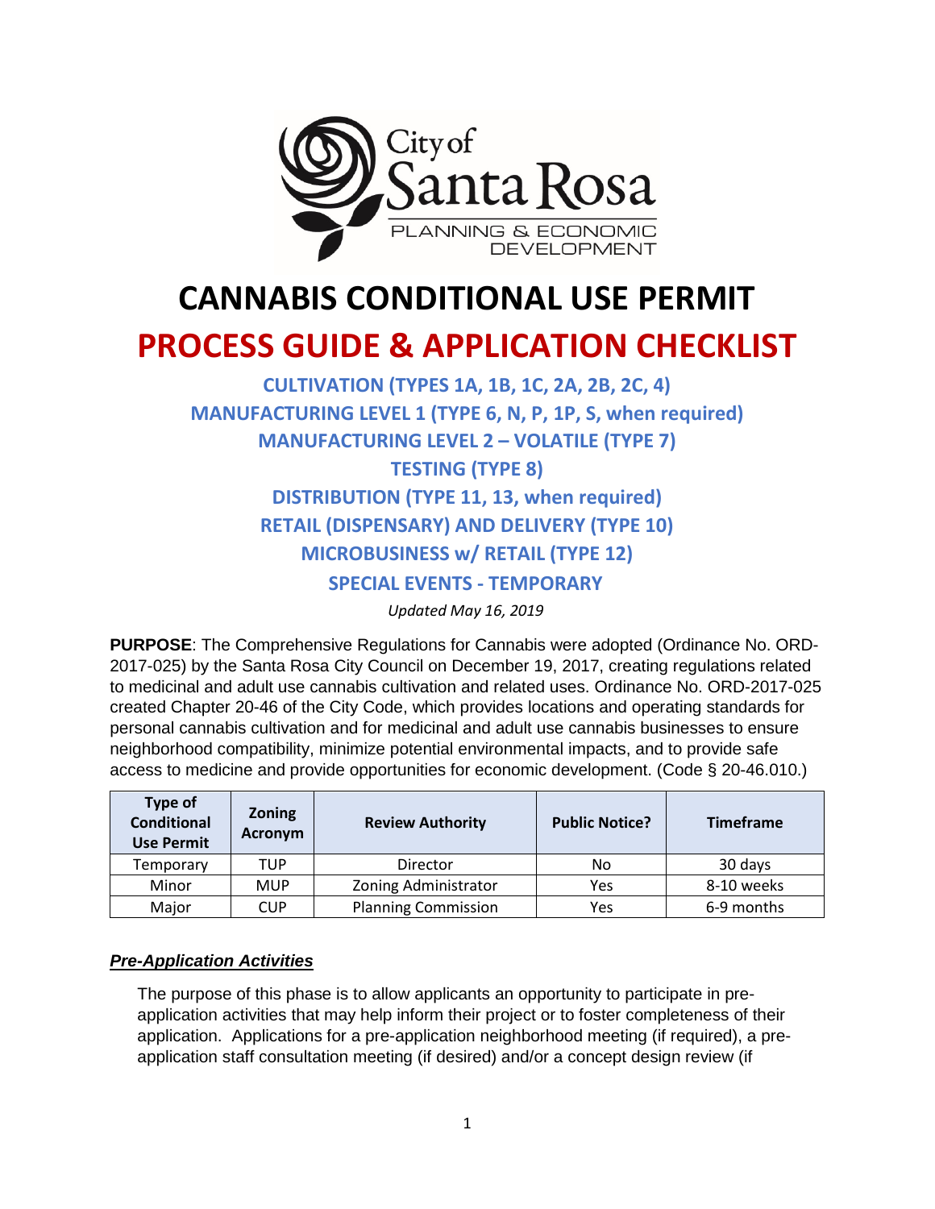City of Santa Rosa
PLANNING & ECONOMIC DEVELOPMENT

# CANNABIS CONDITIONAL USE PERMIT

# PROCESS GUIDE & APPLICATION CHECKLIST

## CULTIVATION (TYPES 1A, 1B, 1C, 2A, 2B, 2C, 4)
## MANUFACTURING LEVEL 1 (TYPE 6, N, P, 1P, S, when required)
## MANUFACTURING LEVEL 2 – VOLATILE (TYPE 7)
## TESTING (TYPE 8)
## DISTRIBUTION (TYPE 11, 13, when required)
## RETAIL (DISPENSARY) AND DELIVERY (TYPE 10)
## MICROBUSINESS w/ RETAIL (TYPE 12)
## SPECIAL EVENTS - TEMPORARY

*Updated May 16, 2019*

**PURPOSE**: The Comprehensive Regulations for Cannabis were adopted (Ordinance No. ORD-2017-025) by the Santa Rosa City Council on December 19, 2017, creating regulations related to medicinal and adult use cannabis cultivation and related uses. Ordinance No. ORD-2017-025 created Chapter 20-46 of the City Code, which provides locations and operating standards for personal cannabis cultivation and for medicinal and adult use cannabis businesses to ensure neighborhood compatibility, minimize potential environmental impacts, and to provide safe access to medicine and provide opportunities for economic development. (Code § 20-46.010.)

| Type of Conditional Use Permit | Zoning Acronym | Review Authority | Public Notice? | Timeframe |
|---|---|---|---|---|
| Temporary | TUP | Director | No | 30 days |
| Minor | MUP | Zoning Administrator | Yes | 8-10 weeks |
| Major | CUP | Planning Commission | Yes | 6-9 months |

### ***Pre-Application Activities***

The purpose of this phase is to allow applicants an opportunity to participate in pre-application activities that may help inform their project or to foster completeness of their application. Applications for a pre-application neighborhood meeting (if required), a pre-application staff consultation meeting (if desired) and/or a concept design review (if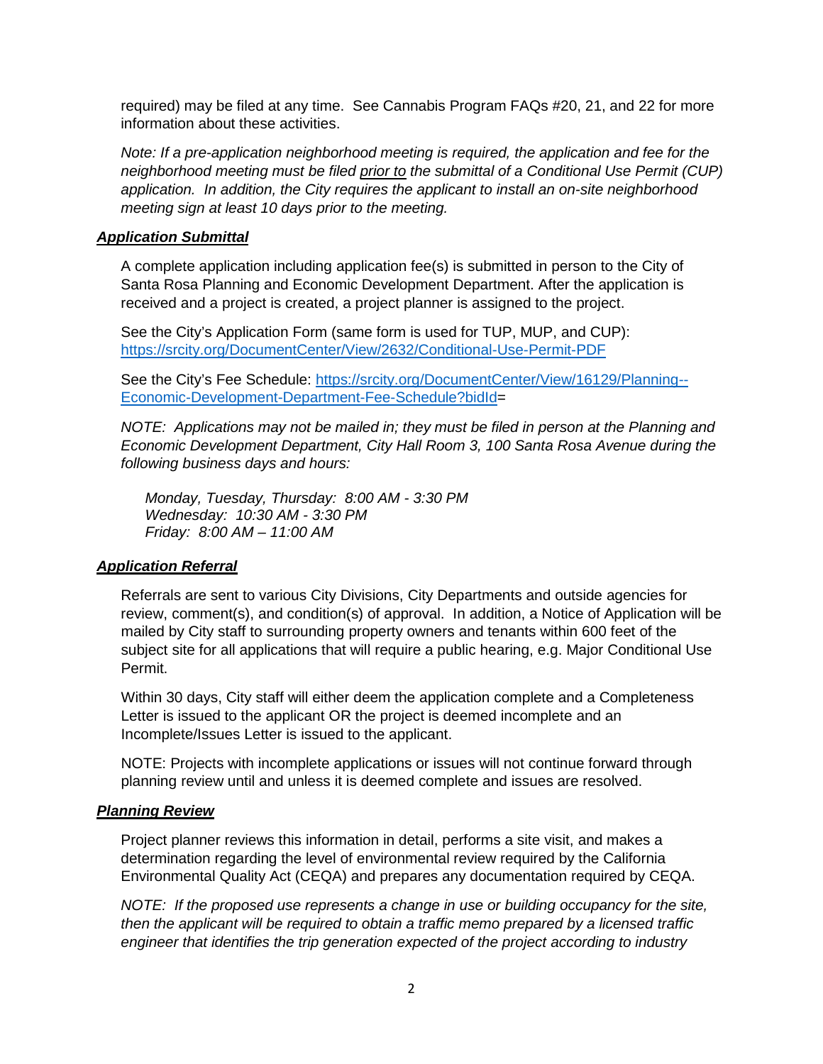required) may be filed at any time. See Cannabis Program FAQs #20, 21, and 22 for more information about these activities.

*Note: If a pre-application neighborhood meeting is required, the application and fee for the neighborhood meeting must be filed prior to the submittal of a Conditional Use Permit (CUP) application. In addition, the City requires the applicant to install an on-site neighborhood meeting sign at least 10 days prior to the meeting.*

### ***Application Submittal***

A complete application including application fee(s) is submitted in person to the City of Santa Rosa Planning and Economic Development Department. After the application is received and a project is created, a project planner is assigned to the project.

See the City's Application Form (same form is used for TUP, MUP, and CUP): https://srcity.org/DocumentCenter/View/2632/Conditional-Use-Permit-PDF

See the City's Fee Schedule: https://srcity.org/DocumentCenter/View/16129/Planning--Economic-Development-Department-Fee-Schedule?bidId=

*NOTE: Applications may not be mailed in; they must be filed in person at the Planning and Economic Development Department, City Hall Room 3, 100 Santa Rosa Avenue during the following business days and hours:*

*Monday, Tuesday, Thursday: 8:00 AM - 3:30 PM*
*Wednesday: 10:30 AM - 3:30 PM*
*Friday: 8:00 AM – 11:00 AM*

### ***Application Referral***

Referrals are sent to various City Divisions, City Departments and outside agencies for review, comment(s), and condition(s) of approval. In addition, a Notice of Application will be mailed by City staff to surrounding property owners and tenants within 600 feet of the subject site for all applications that will require a public hearing, e.g. Major Conditional Use Permit.

Within 30 days, City staff will either deem the application complete and a Completeness Letter is issued to the applicant OR the project is deemed incomplete and an Incomplete/Issues Letter is issued to the applicant.

NOTE: Projects with incomplete applications or issues will not continue forward through planning review until and unless it is deemed complete and issues are resolved.

### ***Planning Review***

Project planner reviews this information in detail, performs a site visit, and makes a determination regarding the level of environmental review required by the California Environmental Quality Act (CEQA) and prepares any documentation required by CEQA.

*NOTE: If the proposed use represents a change in use or building occupancy for the site, then the applicant will be required to obtain a traffic memo prepared by a licensed traffic engineer that identifies the trip generation expected of the project according to industry*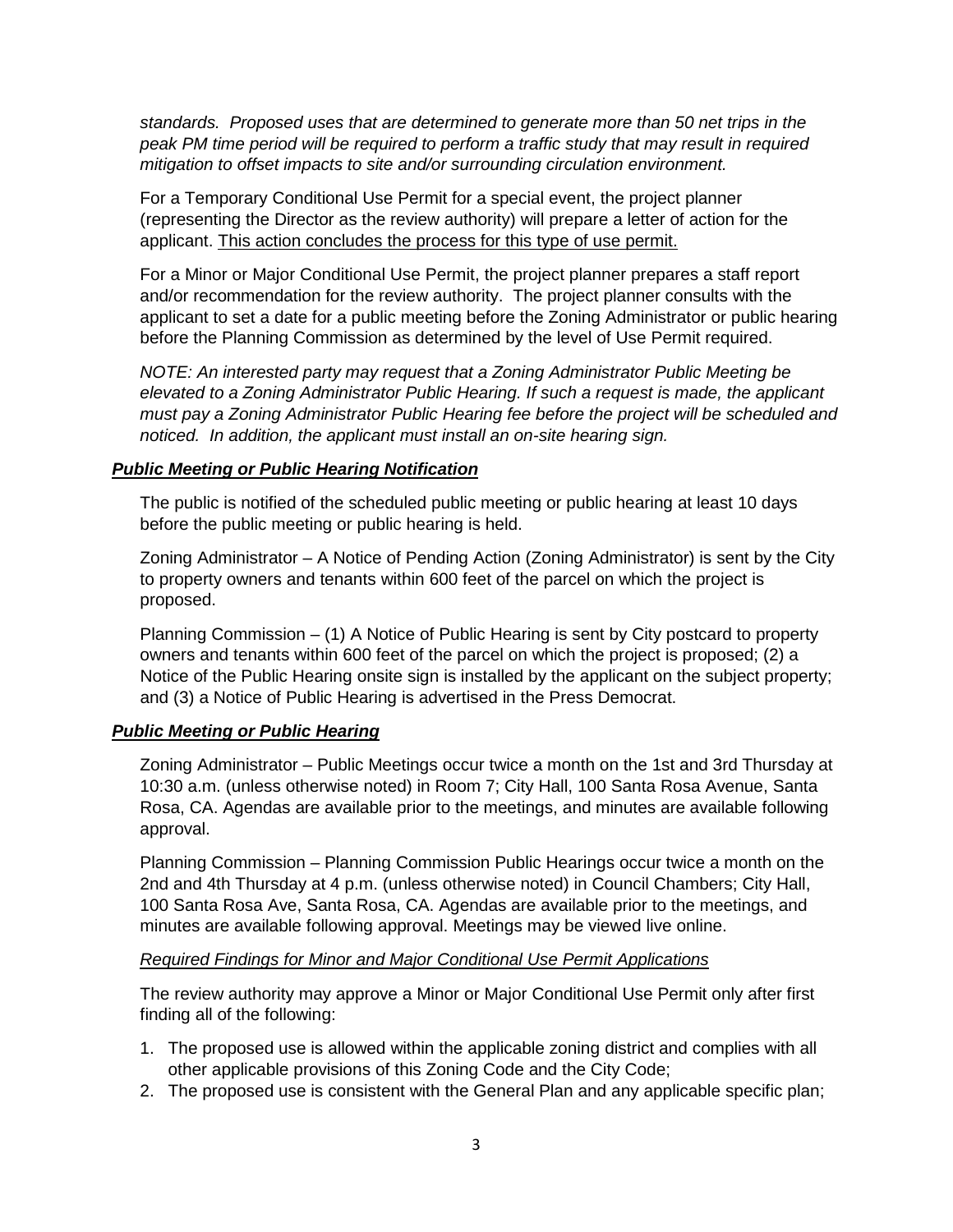*standards. Proposed uses that are determined to generate more than 50 net trips in the peak PM time period will be required to perform a traffic study that may result in required mitigation to offset impacts to site and/or surrounding circulation environment.*

For a Temporary Conditional Use Permit for a special event, the project planner (representing the Director as the review authority) will prepare a letter of action for the applicant. <u>This action concludes the process for this type of use permit.</u>

For a Minor or Major Conditional Use Permit, the project planner prepares a staff report and/or recommendation for the review authority. The project planner consults with the applicant to set a date for a public meeting before the Zoning Administrator or public hearing before the Planning Commission as determined by the level of Use Permit required.

*NOTE: An interested party may request that a Zoning Administrator Public Meeting be elevated to a Zoning Administrator Public Hearing. If such a request is made, the applicant must pay a Zoning Administrator Public Hearing fee before the project will be scheduled and noticed. In addition, the applicant must install an on-site hearing sign.*

### ***Public Meeting or Public Hearing Notification***

The public is notified of the scheduled public meeting or public hearing at least 10 days before the public meeting or public hearing is held.

Zoning Administrator – A Notice of Pending Action (Zoning Administrator) is sent by the City to property owners and tenants within 600 feet of the parcel on which the project is proposed.

Planning Commission – (1) A Notice of Public Hearing is sent by City postcard to property owners and tenants within 600 feet of the parcel on which the project is proposed; (2) a Notice of the Public Hearing onsite sign is installed by the applicant on the subject property; and (3) a Notice of Public Hearing is advertised in the Press Democrat.

### ***Public Meeting or Public Hearing***

Zoning Administrator – Public Meetings occur twice a month on the 1st and 3rd Thursday at 10:30 a.m. (unless otherwise noted) in Room 7; City Hall, 100 Santa Rosa Avenue, Santa Rosa, CA. Agendas are available prior to the meetings, and minutes are available following approval.

Planning Commission – Planning Commission Public Hearings occur twice a month on the 2nd and 4th Thursday at 4 p.m. (unless otherwise noted) in Council Chambers; City Hall, 100 Santa Rosa Ave, Santa Rosa, CA. Agendas are available prior to the meetings, and minutes are available following approval. Meetings may be viewed live online.

*<u>Required Findings for Minor and Major Conditional Use Permit Applications</u>*

The review authority may approve a Minor or Major Conditional Use Permit only after first finding all of the following:

1. The proposed use is allowed within the applicable zoning district and complies with all other applicable provisions of this Zoning Code and the City Code;
2. The proposed use is consistent with the General Plan and any applicable specific plan;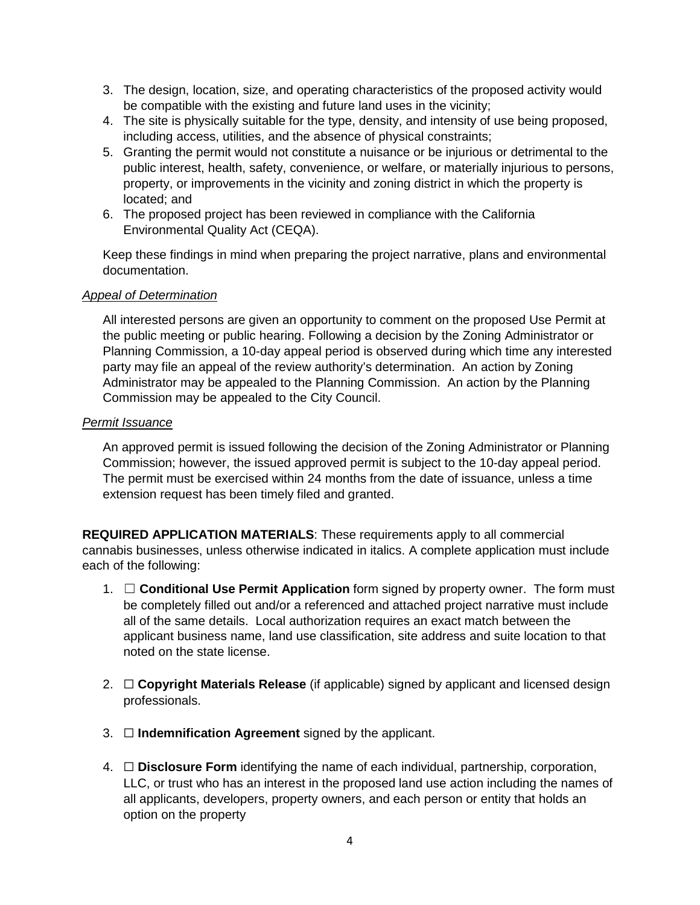3. The design, location, size, and operating characteristics of the proposed activity would be compatible with the existing and future land uses in the vicinity;
4. The site is physically suitable for the type, density, and intensity of use being proposed, including access, utilities, and the absence of physical constraints;
5. Granting the permit would not constitute a nuisance or be injurious or detrimental to the public interest, health, safety, convenience, or welfare, or materially injurious to persons, property, or improvements in the vicinity and zoning district in which the property is located; and
6. The proposed project has been reviewed in compliance with the California Environmental Quality Act (CEQA).

Keep these findings in mind when preparing the project narrative, plans and environmental documentation.

*Appeal of Determination*

All interested persons are given an opportunity to comment on the proposed Use Permit at the public meeting or public hearing. Following a decision by the Zoning Administrator or Planning Commission, a 10-day appeal period is observed during which time any interested party may file an appeal of the review authority's determination. An action by Zoning Administrator may be appealed to the Planning Commission. An action by the Planning Commission may be appealed to the City Council.

*Permit Issuance*

An approved permit is issued following the decision of the Zoning Administrator or Planning Commission; however, the issued approved permit is subject to the 10-day appeal period. The permit must be exercised within 24 months from the date of issuance, unless a time extension request has been timely filed and granted.

**REQUIRED APPLICATION MATERIALS**: These requirements apply to all commercial cannabis businesses, unless otherwise indicated in italics. A complete application must include each of the following:

1. ☐ **Conditional Use Permit Application** form signed by property owner. The form must be completely filled out and/or a referenced and attached project narrative must include all of the same details. Local authorization requires an exact match between the applicant business name, land use classification, site address and suite location to that noted on the state license.

2. ☐ **Copyright Materials Release** (if applicable) signed by applicant and licensed design professionals.

3. ☐ **Indemnification Agreement** signed by the applicant.

4. ☐ **Disclosure Form** identifying the name of each individual, partnership, corporation, LLC, or trust who has an interest in the proposed land use action including the names of all applicants, developers, property owners, and each person or entity that holds an option on the property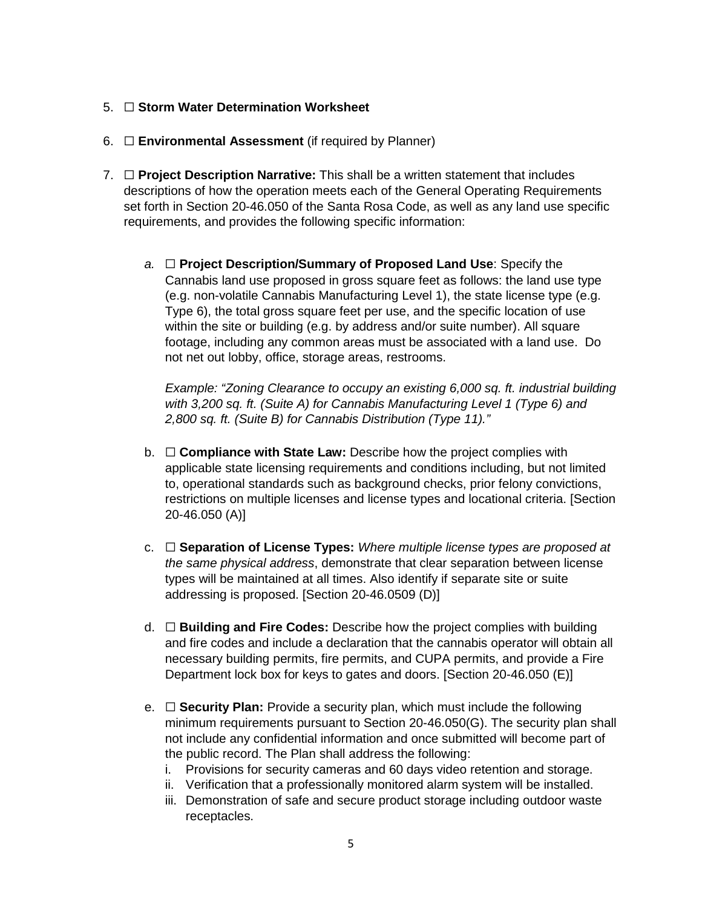5. ☐ **Storm Water Determination Worksheet**

6. ☐ **Environmental Assessment** (if required by Planner)

7. ☐ **Project Description Narrative:** This shall be a written statement that includes descriptions of how the operation meets each of the General Operating Requirements set forth in Section 20-46.050 of the Santa Rosa Code, as well as any land use specific requirements, and provides the following specific information:

   *a.* ☐ **Project Description/Summary of Proposed Land Use**: Specify the Cannabis land use proposed in gross square feet as follows: the land use type (e.g. non-volatile Cannabis Manufacturing Level 1), the state license type (e.g. Type 6), the total gross square feet per use, and the specific location of use within the site or building (e.g. by address and/or suite number). All square footage, including any common areas must be associated with a land use. Do not net out lobby, office, storage areas, restrooms.

   *Example: "Zoning Clearance to occupy an existing 6,000 sq. ft. industrial building with 3,200 sq. ft. (Suite A) for Cannabis Manufacturing Level 1 (Type 6) and 2,800 sq. ft. (Suite B) for Cannabis Distribution (Type 11)."*

   b. ☐ **Compliance with State Law:** Describe how the project complies with applicable state licensing requirements and conditions including, but not limited to, operational standards such as background checks, prior felony convictions, restrictions on multiple licenses and license types and locational criteria. [Section 20-46.050 (A)]

   c. ☐ **Separation of License Types:** *Where multiple license types are proposed at the same physical address*, demonstrate that clear separation between license types will be maintained at all times. Also identify if separate site or suite addressing is proposed. [Section 20-46.0509 (D)]

   d. ☐ **Building and Fire Codes:** Describe how the project complies with building and fire codes and include a declaration that the cannabis operator will obtain all necessary building permits, fire permits, and CUPA permits, and provide a Fire Department lock box for keys to gates and doors. [Section 20-46.050 (E)]

   e. ☐ **Security Plan:** Provide a security plan, which must include the following minimum requirements pursuant to Section 20-46.050(G). The security plan shall not include any confidential information and once submitted will become part of the public record. The Plan shall address the following:

      i. Provisions for security cameras and 60 days video retention and storage.
      ii. Verification that a professionally monitored alarm system will be installed.
      iii. Demonstration of safe and secure product storage including outdoor waste receptacles.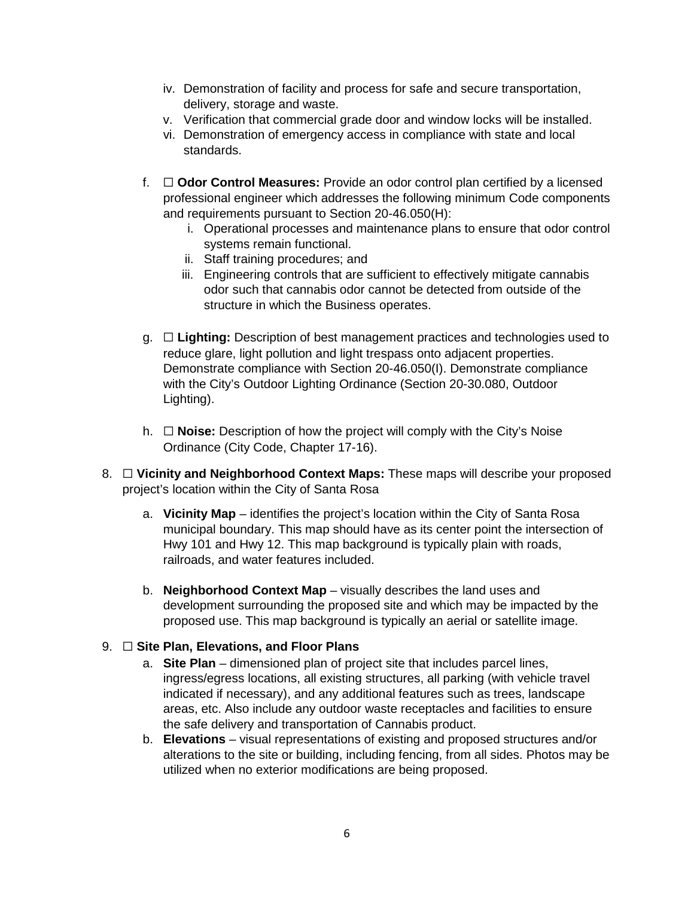iv. Demonstration of facility and process for safe and secure transportation, delivery, storage and waste.
   v. Verification that commercial grade door and window locks will be installed.
   vi. Demonstration of emergency access in compliance with state and local standards.

   f. ☐ **Odor Control Measures:** Provide an odor control plan certified by a licensed professional engineer which addresses the following minimum Code components and requirements pursuant to Section 20-46.050(H):
      i. Operational processes and maintenance plans to ensure that odor control systems remain functional.
      ii. Staff training procedures; and
      iii. Engineering controls that are sufficient to effectively mitigate cannabis odor such that cannabis odor cannot be detected from outside of the structure in which the Business operates.

   g. ☐ **Lighting:** Description of best management practices and technologies used to reduce glare, light pollution and light trespass onto adjacent properties. Demonstrate compliance with Section 20-46.050(I). Demonstrate compliance with the City's Outdoor Lighting Ordinance (Section 20-30.080, Outdoor Lighting).

   h. ☐ **Noise:** Description of how the project will comply with the City's Noise Ordinance (City Code, Chapter 17-16).

8. ☐ **Vicinity and Neighborhood Context Maps:** These maps will describe your proposed project's location within the City of Santa Rosa

   a. **Vicinity Map** – identifies the project's location within the City of Santa Rosa municipal boundary. This map should have as its center point the intersection of Hwy 101 and Hwy 12. This map background is typically plain with roads, railroads, and water features included.

   b. **Neighborhood Context Map** – visually describes the land uses and development surrounding the proposed site and which may be impacted by the proposed use. This map background is typically an aerial or satellite image.

9. ☐ **Site Plan, Elevations, and Floor Plans**
   a. **Site Plan** – dimensioned plan of project site that includes parcel lines, ingress/egress locations, all existing structures, all parking (with vehicle travel indicated if necessary), and any additional features such as trees, landscape areas, etc. Also include any outdoor waste receptacles and facilities to ensure the safe delivery and transportation of Cannabis product.
   b. **Elevations** – visual representations of existing and proposed structures and/or alterations to the site or building, including fencing, from all sides. Photos may be utilized when no exterior modifications are being proposed.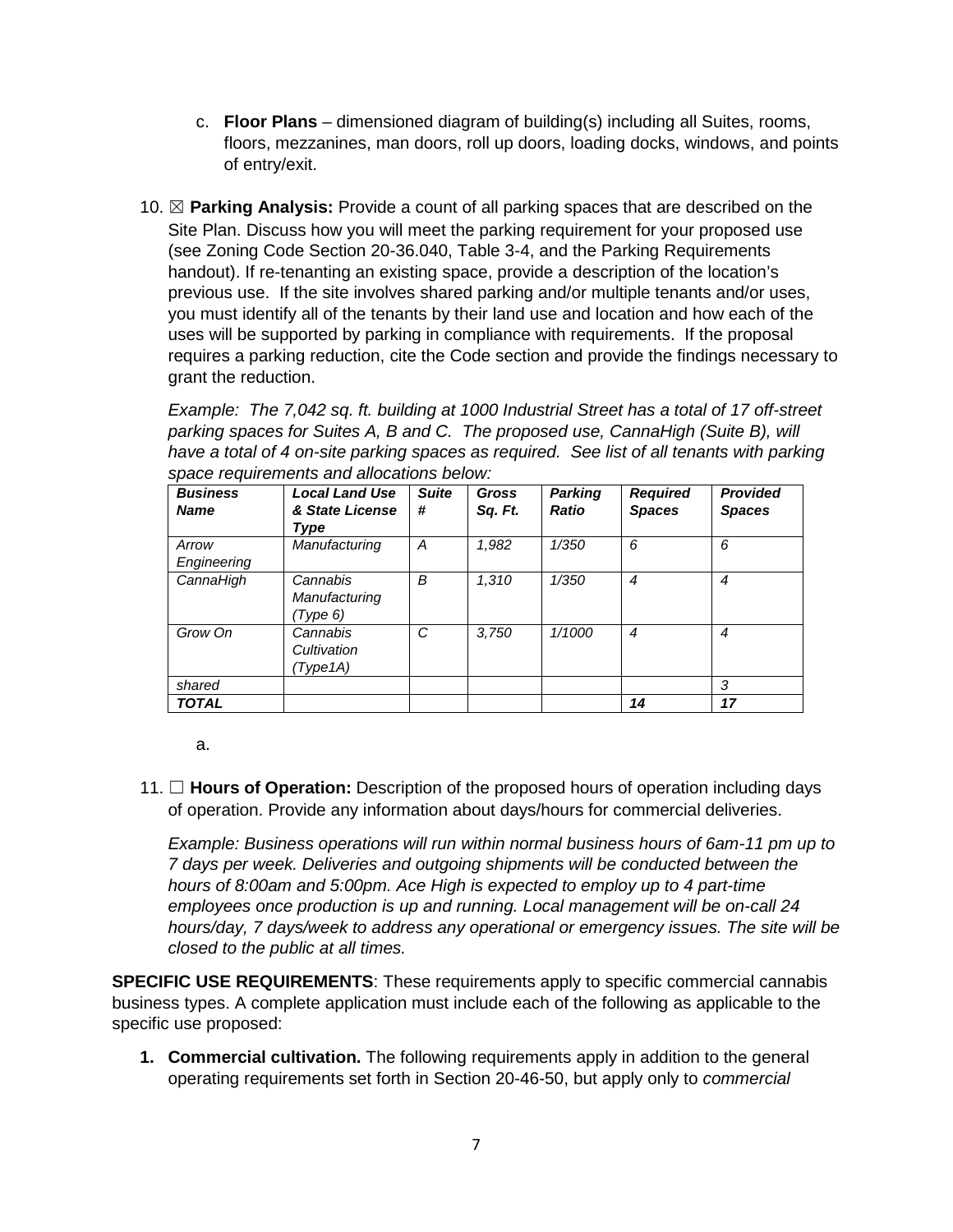c. **Floor Plans** – dimensioned diagram of building(s) including all Suites, rooms, floors, mezzanines, man doors, roll up doors, loading docks, windows, and points of entry/exit.

10. ☒ **Parking Analysis:** Provide a count of all parking spaces that are described on the Site Plan. Discuss how you will meet the parking requirement for your proposed use (see Zoning Code Section 20-36.040, Table 3-4, and the Parking Requirements handout). If re-tenanting an existing space, provide a description of the location's previous use. If the site involves shared parking and/or multiple tenants and/or uses, you must identify all of the tenants by their land use and location and how each of the uses will be supported by parking in compliance with requirements. If the proposal requires a parking reduction, cite the Code section and provide the findings necessary to grant the reduction.

    *Example: The 7,042 sq. ft. building at 1000 Industrial Street has a total of 17 off-street parking spaces for Suites A, B and C. The proposed use, CannaHigh (Suite B), will have a total of 4 on-site parking spaces as required. See list of all tenants with parking space requirements and allocations below:*

| ***Business Name*** | ***Local Land Use & State License Type*** | ***Suite #*** | ***Gross Sq. Ft.*** | ***Parking Ratio*** | ***Required Spaces*** | ***Provided Spaces*** |
|---|---|---|---|---|---|---|
| *Arrow Engineering* | *Manufacturing* | *A* | *1,982* | *1/350* | *6* | *6* |
| *CannaHigh* | *Cannabis Manufacturing (Type 6)* | *B* | *1,310* | *1/350* | *4* | *4* |
| *Grow On* | *Cannabis Cultivation (Type1A)* | *C* | *3,750* | *1/1000* | *4* | *4* |
| *shared* | | | | | | *3* |
| ***TOTAL*** | | | | | ***14*** | ***17*** |

    a.

11. ☐ **Hours of Operation:** Description of the proposed hours of operation including days of operation. Provide any information about days/hours for commercial deliveries.

    *Example: Business operations will run within normal business hours of 6am-11 pm up to 7 days per week. Deliveries and outgoing shipments will be conducted between the hours of 8:00am and 5:00pm. Ace High is expected to employ up to 4 part-time employees once production is up and running. Local management will be on-call 24 hours/day, 7 days/week to address any operational or emergency issues. The site will be closed to the public at all times.*

**SPECIFIC USE REQUIREMENTS**: These requirements apply to specific commercial cannabis business types. A complete application must include each of the following as applicable to the specific use proposed:

1. **Commercial cultivation.** The following requirements apply in addition to the general operating requirements set forth in Section 20-46-50, but apply only to *commercial*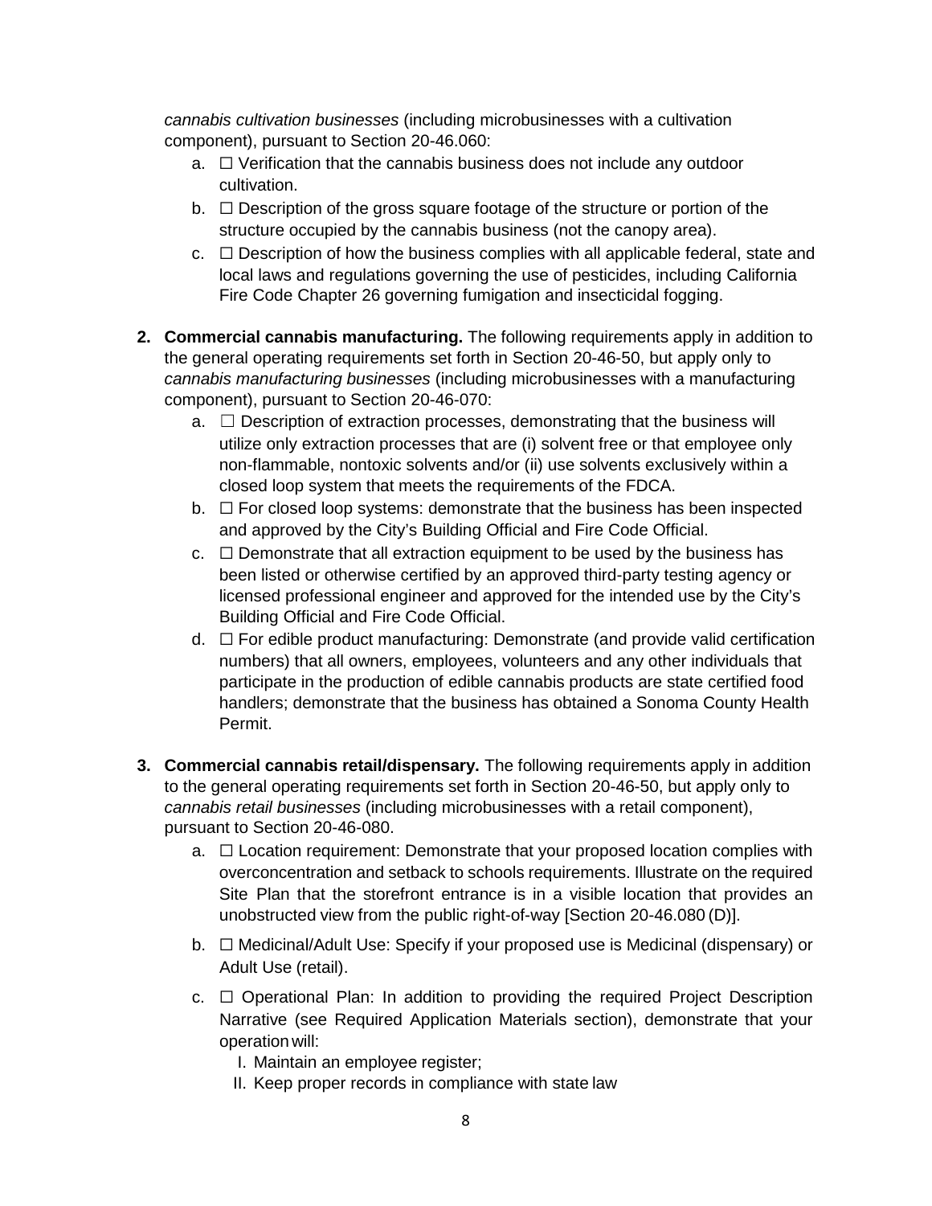*cannabis cultivation businesses* (including microbusinesses with a cultivation component), pursuant to Section 20-46.060:

a. ☐ Verification that the cannabis business does not include any outdoor cultivation.
b. ☐ Description of the gross square footage of the structure or portion of the structure occupied by the cannabis business (not the canopy area).
c. ☐ Description of how the business complies with all applicable federal, state and local laws and regulations governing the use of pesticides, including California Fire Code Chapter 26 governing fumigation and insecticidal fogging.

**2. Commercial cannabis manufacturing.** The following requirements apply in addition to the general operating requirements set forth in Section 20-46-50, but apply only to *cannabis manufacturing businesses* (including microbusinesses with a manufacturing component), pursuant to Section 20-46-070:

a. ☐ Description of extraction processes, demonstrating that the business will utilize only extraction processes that are (i) solvent free or that employee only non-flammable, nontoxic solvents and/or (ii) use solvents exclusively within a closed loop system that meets the requirements of the FDCA.
b. ☐ For closed loop systems: demonstrate that the business has been inspected and approved by the City's Building Official and Fire Code Official.
c. ☐ Demonstrate that all extraction equipment to be used by the business has been listed or otherwise certified by an approved third-party testing agency or licensed professional engineer and approved for the intended use by the City's Building Official and Fire Code Official.
d. ☐ For edible product manufacturing: Demonstrate (and provide valid certification numbers) that all owners, employees, volunteers and any other individuals that participate in the production of edible cannabis products are state certified food handlers; demonstrate that the business has obtained a Sonoma County Health Permit.

**3. Commercial cannabis retail/dispensary.** The following requirements apply in addition to the general operating requirements set forth in Section 20-46-50, but apply only to *cannabis retail businesses* (including microbusinesses with a retail component), pursuant to Section 20-46-080.

a. ☐ Location requirement: Demonstrate that your proposed location complies with overconcentration and setback to schools requirements. Illustrate on the required Site Plan that the storefront entrance is in a visible location that provides an unobstructed view from the public right-of-way [Section 20-46.080 (D)].

b. ☐ Medicinal/Adult Use: Specify if your proposed use is Medicinal (dispensary) or Adult Use (retail).

c. ☐ Operational Plan: In addition to providing the required Project Description Narrative (see Required Application Materials section), demonstrate that your operation will:

   I. Maintain an employee register;
   II. Keep proper records in compliance with state law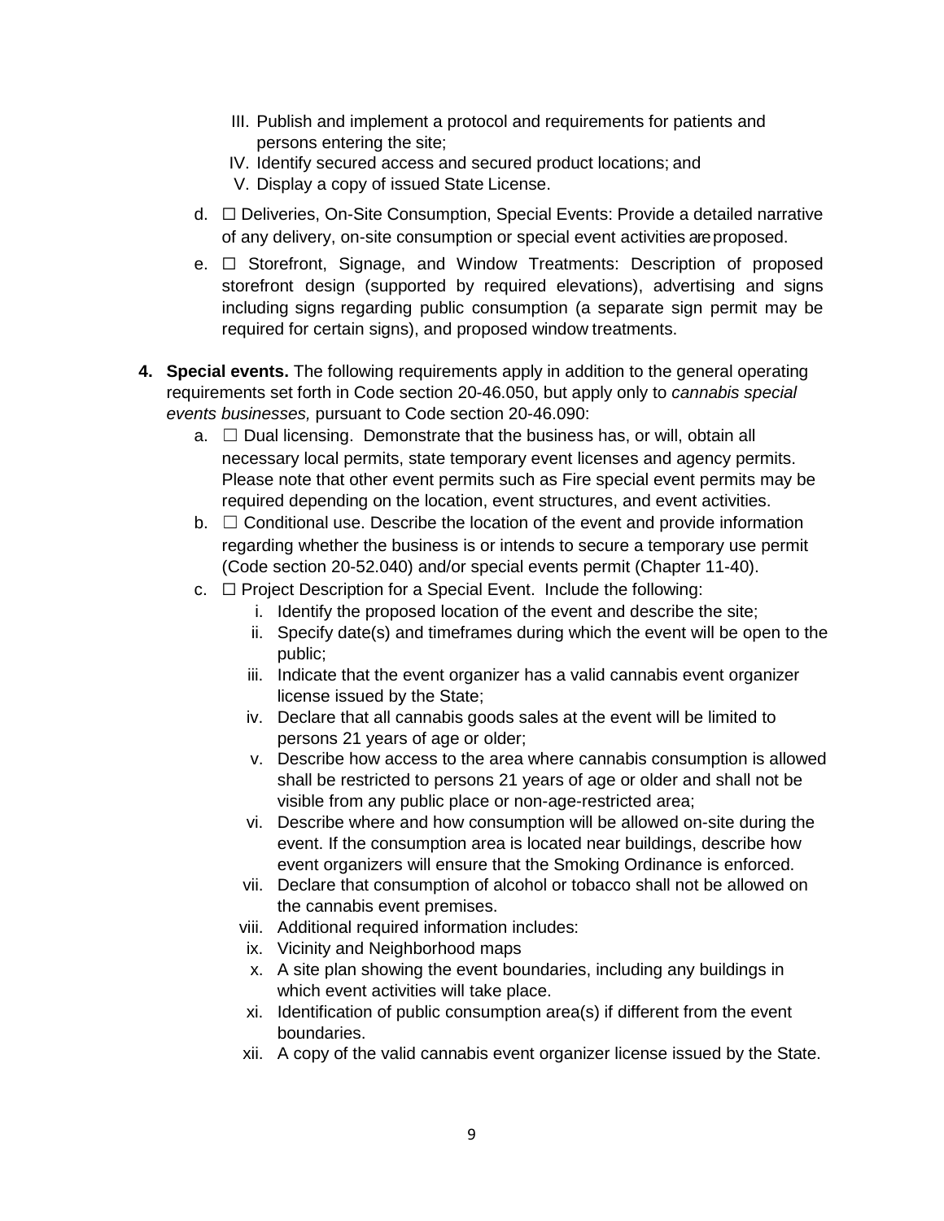III. Publish and implement a protocol and requirements for patients and persons entering the site;
IV. Identify secured access and secured product locations; and
V. Display a copy of issued State License.

d. ☐ Deliveries, On-Site Consumption, Special Events: Provide a detailed narrative of any delivery, on-site consumption or special event activities are proposed.

e. ☐ Storefront, Signage, and Window Treatments: Description of proposed storefront design (supported by required elevations), advertising and signs including signs regarding public consumption (a separate sign permit may be required for certain signs), and proposed window treatments.

4. **Special events.** The following requirements apply in addition to the general operating requirements set forth in Code section 20-46.050, but apply only to *cannabis special events businesses,* pursuant to Code section 20-46.090:

   a. ☐ Dual licensing. Demonstrate that the business has, or will, obtain all necessary local permits, state temporary event licenses and agency permits. Please note that other event permits such as Fire special event permits may be required depending on the location, event structures, and event activities.

   b. ☐ Conditional use. Describe the location of the event and provide information regarding whether the business is or intends to secure a temporary use permit (Code section 20-52.040) and/or special events permit (Chapter 11-40).

   c. ☐ Project Description for a Special Event. Include the following:

      i. Identify the proposed location of the event and describe the site;
      ii. Specify date(s) and timeframes during which the event will be open to the public;
      iii. Indicate that the event organizer has a valid cannabis event organizer license issued by the State;
      iv. Declare that all cannabis goods sales at the event will be limited to persons 21 years of age or older;
      v. Describe how access to the area where cannabis consumption is allowed shall be restricted to persons 21 years of age or older and shall not be visible from any public place or non-age-restricted area;
      vi. Describe where and how consumption will be allowed on-site during the event. If the consumption area is located near buildings, describe how event organizers will ensure that the Smoking Ordinance is enforced.
      vii. Declare that consumption of alcohol or tobacco shall not be allowed on the cannabis event premises.
      viii. Additional required information includes:
      ix. Vicinity and Neighborhood maps
      x. A site plan showing the event boundaries, including any buildings in which event activities will take place.
      xi. Identification of public consumption area(s) if different from the event boundaries.
      xii. A copy of the valid cannabis event organizer license issued by the State.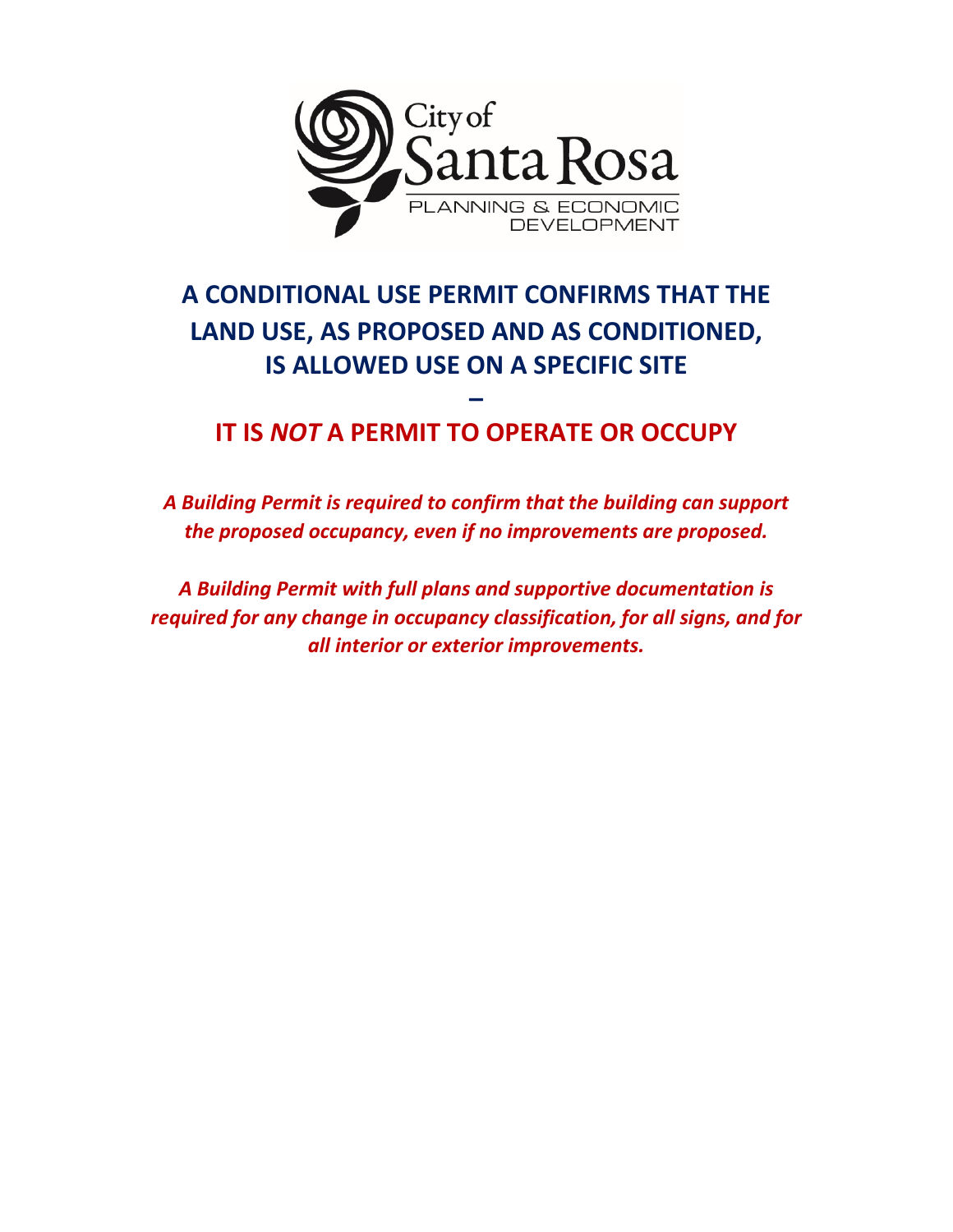City of Santa Rosa
PLANNING & ECONOMIC DEVELOPMENT

# A CONDITIONAL USE PERMIT CONFIRMS THAT THE LAND USE, AS PROPOSED AND AS CONDITIONED, IS ALLOWED USE ON A SPECIFIC SITE

–

# IT IS *NOT* A PERMIT TO OPERATE OR OCCUPY

***A Building Permit is required to confirm that the building can support the proposed occupancy, even if no improvements are proposed.***

***A Building Permit with full plans and supportive documentation is required for any change in occupancy classification, for all signs, and for all interior or exterior improvements.***